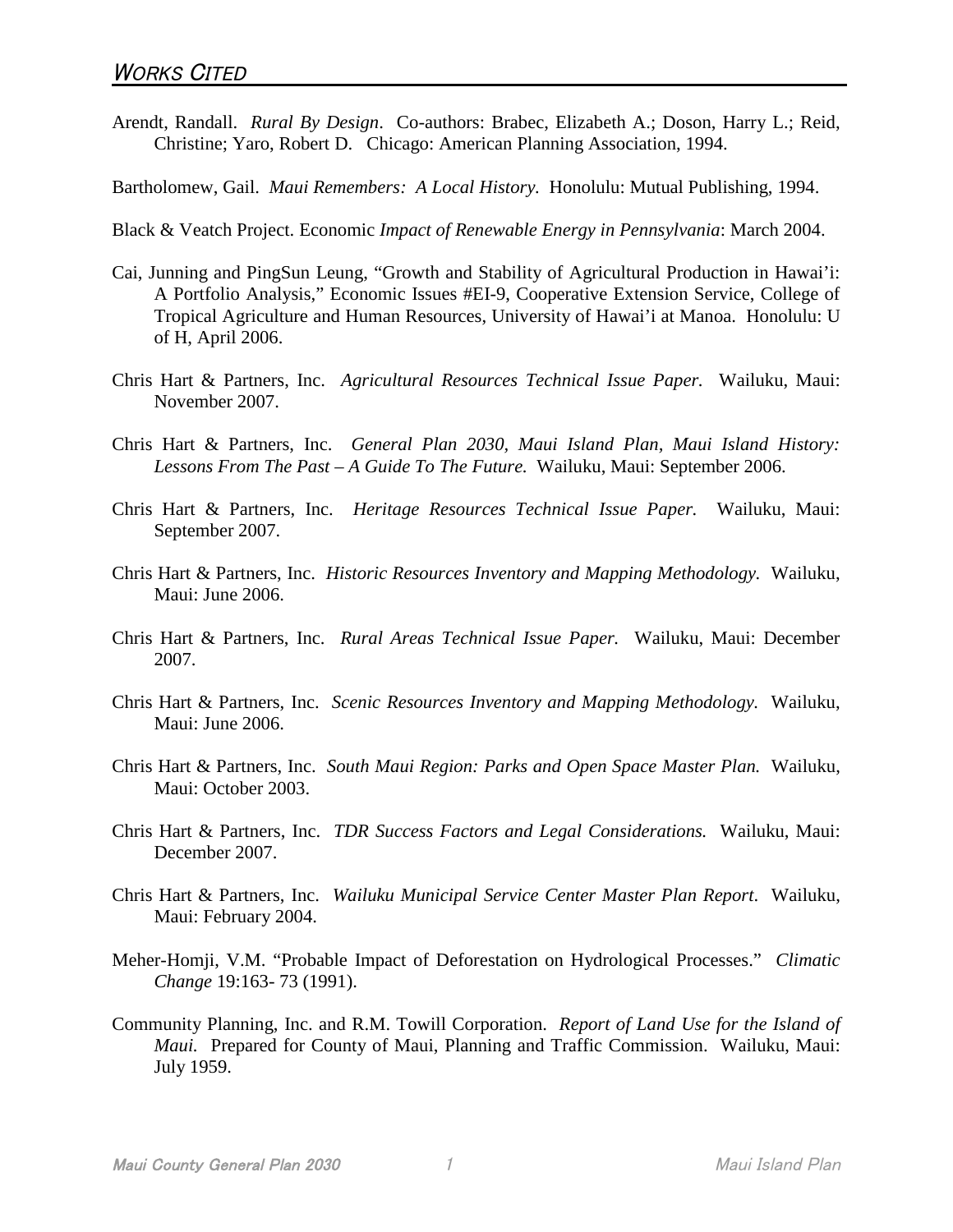# *WORKS CITED*

Arendt, Randall. *Rural By Design*. Co-authors: Brabec, Elizabeth A.; Doson, Harry L.; Reid, Christine; Yaro, Robert D. Chicago: American Planning Association, 1994.

Bartholomew, Gail. *Maui Remembers: A Local History*. Honolulu: Mutual Publishing, 1994.

Black & Veatch Project. Economic *Impact of Renewable Energy in Pennsylvania*: March 2004.

Cai, Junning and PingSun Leung, "Growth and Stability of Agricultural Production in Hawai'i: A Portfolio Analysis," Economic Issues #EI-9, Cooperative Extension Service, College of Tropical Agriculture and Human Resources, University of Hawai'i at Manoa. Honolulu: U of H, April 2006.

Chris Hart & Partners, Inc. *Agricultural Resources Technical Issue Paper.* Wailuku, Maui: November 2007.

Chris Hart & Partners, Inc. *General Plan 2030, Maui Island Plan, Maui Island History: Lessons From The Past – A Guide To The Future.* Wailuku, Maui: September 2006.

Chris Hart & Partners, Inc. *Heritage Resources Technical Issue Paper.* Wailuku, Maui: September 2007.

Chris Hart & Partners, Inc. *Historic Resources Inventory and Mapping Methodology.* Wailuku, Maui: June 2006.

Chris Hart & Partners, Inc. *Rural Areas Technical Issue Paper.* Wailuku, Maui: December 2007.

Chris Hart & Partners, Inc. *Scenic Resources Inventory and Mapping Methodology.* Wailuku, Maui: June 2006.

Chris Hart & Partners, Inc. *South Maui Region: Parks and Open Space Master Plan.* Wailuku, Maui: October 2003.

Chris Hart & Partners, Inc. *TDR Success Factors and Legal Considerations.* Wailuku, Maui: December 2007.

Chris Hart & Partners, Inc. *Wailuku Municipal Service Center Master Plan Report*. Wailuku, Maui: February 2004.

Meher-Homji, V.M. "Probable Impact of Deforestation on Hydrological Processes." *Climatic Change* 19:163- 73 (1991).

Community Planning, Inc. and R.M. Towill Corporation. *Report of Land Use for the Island of Maui.* Prepared for County of Maui, Planning and Traffic Commission. Wailuku, Maui: July 1959.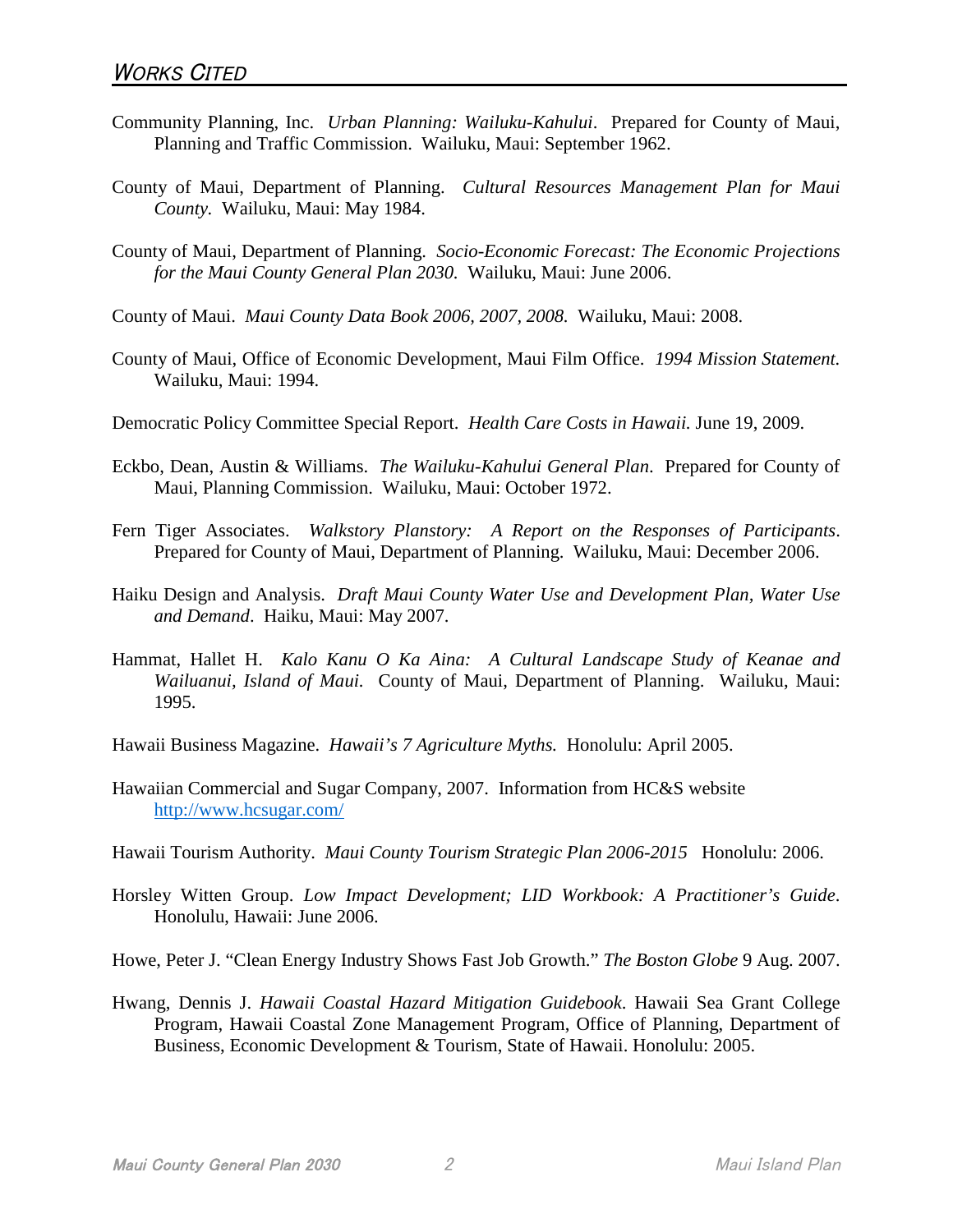## *Works Cited*

Community Planning, Inc. *Urban Planning: Wailuku-Kahului*. Prepared for County of Maui, Planning and Traffic Commission. Wailuku, Maui: September 1962.

County of Maui, Department of Planning. *Cultural Resources Management Plan for Maui County.* Wailuku, Maui: May 1984.

County of Maui, Department of Planning. *Socio-Economic Forecast: The Economic Projections for the Maui County General Plan 2030.* Wailuku, Maui: June 2006.

County of Maui. *Maui County Data Book 2006, 2007, 2008.* Wailuku, Maui: 2008.

County of Maui, Office of Economic Development, Maui Film Office. *1994 Mission Statement.* Wailuku, Maui: 1994.

Democratic Policy Committee Special Report. *Health Care Costs in Hawaii.* June 19, 2009.

Eckbo, Dean, Austin & Williams. *The Wailuku-Kahului General Plan*. Prepared for County of Maui, Planning Commission. Wailuku, Maui: October 1972.

Fern Tiger Associates. *Walkstory Planstory: A Report on the Responses of Participants*. Prepared for County of Maui, Department of Planning. Wailuku, Maui: December 2006.

Haiku Design and Analysis. *Draft Maui County Water Use and Development Plan, Water Use and Demand*. Haiku, Maui: May 2007.

Hammat, Hallet H. *Kalo Kanu O Ka Aina: A Cultural Landscape Study of Keanae and Wailuanui, Island of Maui.* County of Maui, Department of Planning. Wailuku, Maui: 1995.

Hawaii Business Magazine. *Hawaii's 7 Agriculture Myths.* Honolulu: April 2005.

Hawaiian Commercial and Sugar Company, 2007. Information from HC&S website http://www.hcsugar.com/

Hawaii Tourism Authority. *Maui County Tourism Strategic Plan 2006-2015* Honolulu: 2006.

Horsley Witten Group. *Low Impact Development; LID Workbook: A Practitioner's Guide*. Honolulu, Hawaii: June 2006.

Howe, Peter J. "Clean Energy Industry Shows Fast Job Growth." *The Boston Globe* 9 Aug. 2007.

Hwang, Dennis J. *Hawaii Coastal Hazard Mitigation Guidebook*. Hawaii Sea Grant College Program, Hawaii Coastal Zone Management Program, Office of Planning, Department of Business, Economic Development & Tourism, State of Hawaii. Honolulu: 2005.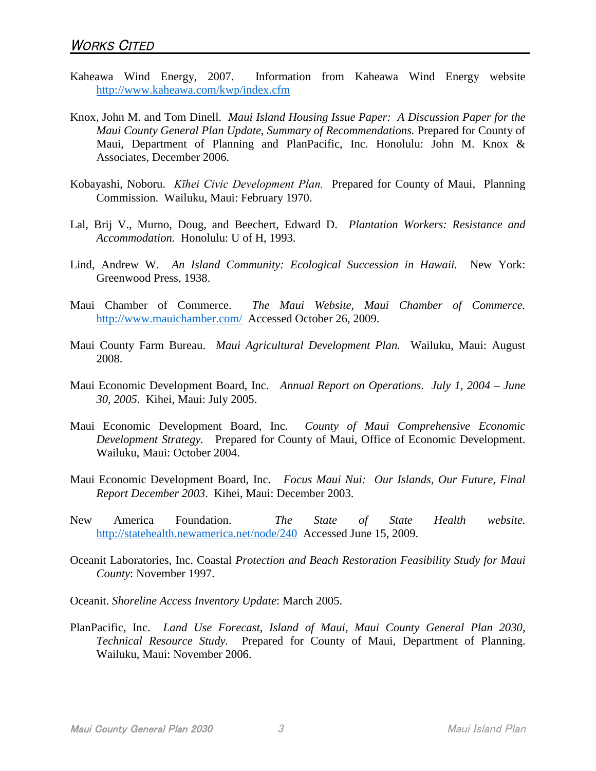## *Works Cited*

Kaheawa Wind Energy, 2007. Information from Kaheawa Wind Energy website http://www.kaheawa.com/kwp/index.cfm

Knox, John M. and Tom Dinell. *Maui Island Housing Issue Paper: A Discussion Paper for the Maui County General Plan Update, Summary of Recommendations.* Prepared for County of Maui, Department of Planning and PlanPacific, Inc. Honolulu: John M. Knox & Associates, December 2006.

Kobayashi, Noboru. *Kīhei Civic Development Plan.* Prepared for County of Maui, Planning Commission. Wailuku, Maui: February 1970.

Lal, Brij V., Murno, Doug, and Beechert, Edward D. *Plantation Workers: Resistance and Accommodation.* Honolulu: U of H, 1993.

Lind, Andrew W. *An Island Community: Ecological Succession in Hawaii.* New York: Greenwood Press, 1938.

Maui Chamber of Commerce. *The Maui Website, Maui Chamber of Commerce.* http://www.mauichamber.com/ Accessed October 26, 2009.

Maui County Farm Bureau. *Maui Agricultural Development Plan.* Wailuku, Maui: August 2008.

Maui Economic Development Board, Inc. *Annual Report on Operations. July 1, 2004 – June 30, 2005.* Kihei, Maui: July 2005.

Maui Economic Development Board, Inc. *County of Maui Comprehensive Economic Development Strategy.* Prepared for County of Maui, Office of Economic Development. Wailuku, Maui: October 2004.

Maui Economic Development Board, Inc. *Focus Maui Nui: Our Islands, Our Future, Final Report December 2003*. Kihei, Maui: December 2003.

New America Foundation. *The State of State Health website.* http://statehealth.newamerica.net/node/240 Accessed June 15, 2009.

Oceanit Laboratories, Inc. Coastal *Protection and Beach Restoration Feasibility Study for Maui County*: November 1997.

Oceanit. *Shoreline Access Inventory Update*: March 2005.

PlanPacific, Inc. *Land Use Forecast, Island of Maui, Maui County General Plan 2030, Technical Resource Study.* Prepared for County of Maui, Department of Planning. Wailuku, Maui: November 2006.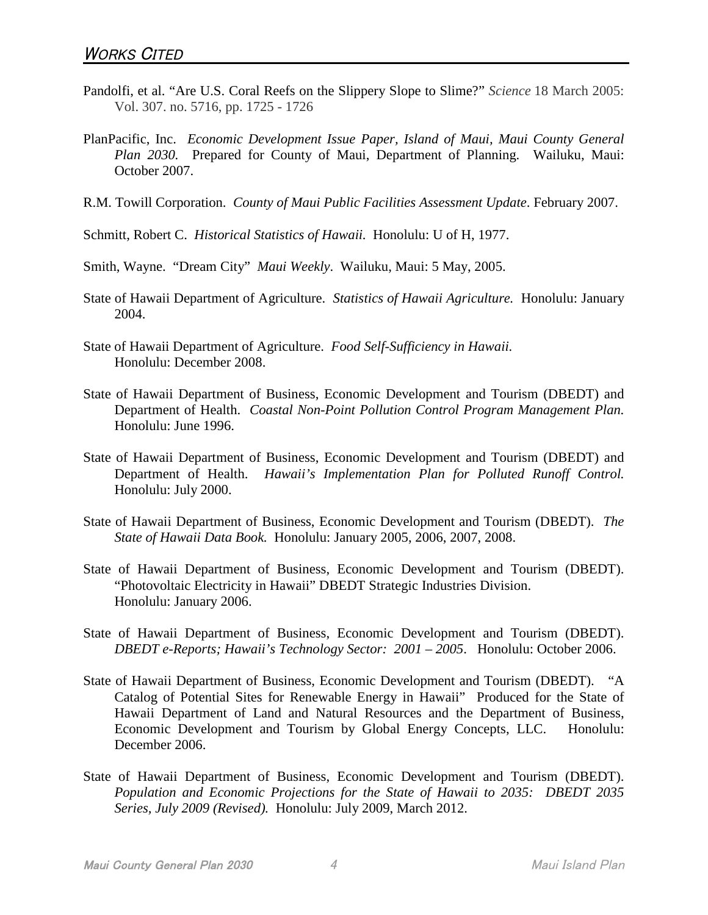## *WORKS CITED*

Pandolfi, et al. "Are U.S. Coral Reefs on the Slippery Slope to Slime?" *Science* 18 March 2005: Vol. 307. no. 5716, pp. 1725 - 1726

PlanPacific, Inc. *Economic Development Issue Paper, Island of Maui, Maui County General Plan 2030.* Prepared for County of Maui, Department of Planning. Wailuku, Maui: October 2007.

R.M. Towill Corporation. *County of Maui Public Facilities Assessment Update*. February 2007.

Schmitt, Robert C. *Historical Statistics of Hawaii.* Honolulu: U of H, 1977.

Smith, Wayne. "Dream City" *Maui Weekly*. Wailuku, Maui: 5 May, 2005.

State of Hawaii Department of Agriculture. *Statistics of Hawaii Agriculture.* Honolulu: January 2004.

State of Hawaii Department of Agriculture. *Food Self-Sufficiency in Hawaii.* Honolulu: December 2008.

State of Hawaii Department of Business, Economic Development and Tourism (DBEDT) and Department of Health. *Coastal Non-Point Pollution Control Program Management Plan.* Honolulu: June 1996.

State of Hawaii Department of Business, Economic Development and Tourism (DBEDT) and Department of Health. *Hawaii's Implementation Plan for Polluted Runoff Control.* Honolulu: July 2000.

State of Hawaii Department of Business, Economic Development and Tourism (DBEDT). *The State of Hawaii Data Book.* Honolulu: January 2005, 2006, 2007, 2008.

State of Hawaii Department of Business, Economic Development and Tourism (DBEDT). "Photovoltaic Electricity in Hawaii" DBEDT Strategic Industries Division. Honolulu: January 2006.

State of Hawaii Department of Business, Economic Development and Tourism (DBEDT). *DBEDT e-Reports; Hawaii's Technology Sector: 2001 – 2005*. Honolulu: October 2006.

State of Hawaii Department of Business, Economic Development and Tourism (DBEDT). "A Catalog of Potential Sites for Renewable Energy in Hawaii" Produced for the State of Hawaii Department of Land and Natural Resources and the Department of Business, Economic Development and Tourism by Global Energy Concepts, LLC. Honolulu: December 2006.

State of Hawaii Department of Business, Economic Development and Tourism (DBEDT). *Population and Economic Projections for the State of Hawaii to 2035: DBEDT 2035 Series, July 2009 (Revised).* Honolulu: July 2009, March 2012.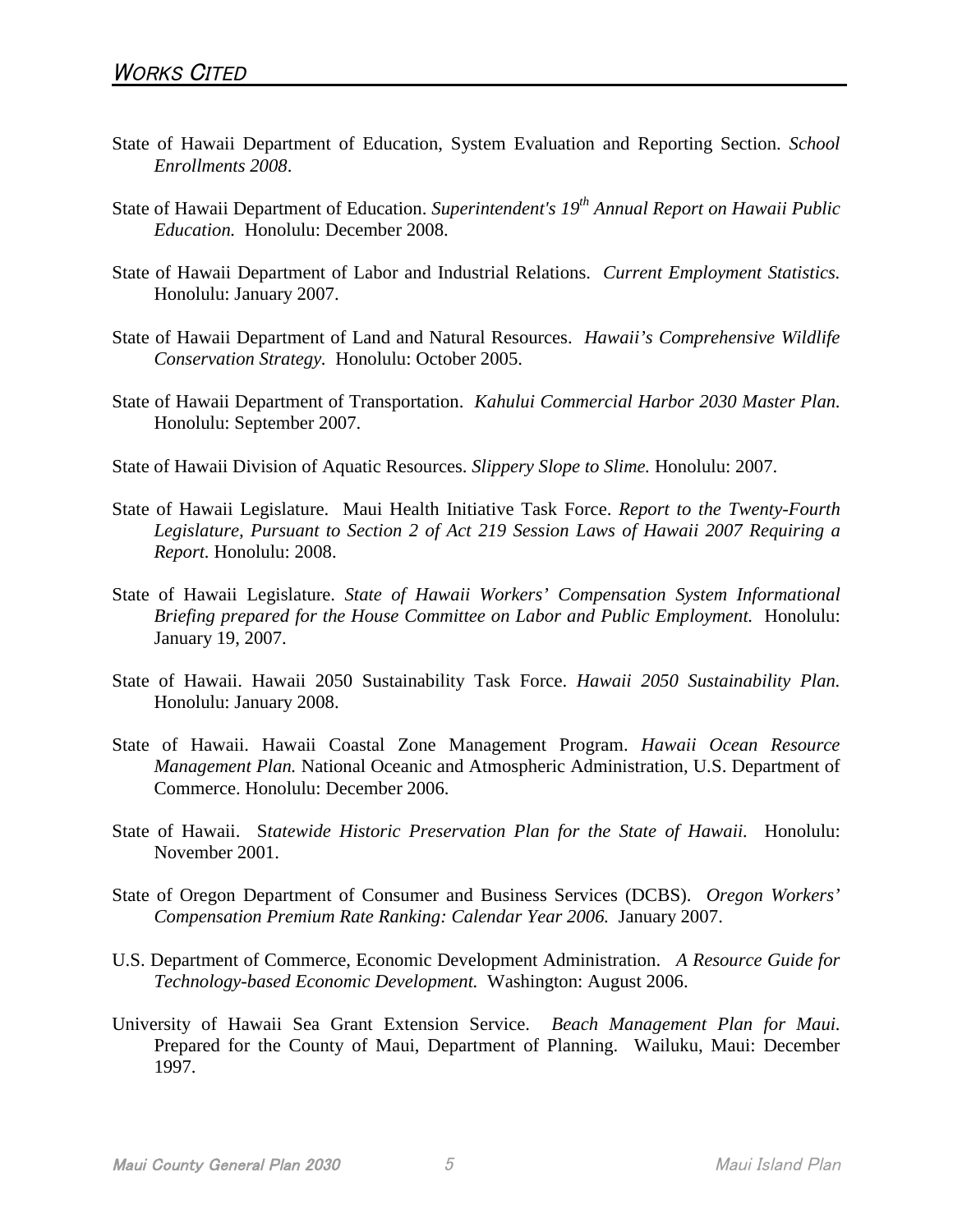## *WORKS CITED*

State of Hawaii Department of Education, System Evaluation and Reporting Section. *School Enrollments 2008*.

State of Hawaii Department of Education. *Superintendent's 19th Annual Report on Hawaii Public Education.* Honolulu: December 2008.

State of Hawaii Department of Labor and Industrial Relations. *Current Employment Statistics.* Honolulu: January 2007.

State of Hawaii Department of Land and Natural Resources. *Hawaii's Comprehensive Wildlife Conservation Strategy.* Honolulu: October 2005.

State of Hawaii Department of Transportation. *Kahului Commercial Harbor 2030 Master Plan.* Honolulu: September 2007.

State of Hawaii Division of Aquatic Resources. *Slippery Slope to Slime.* Honolulu: 2007.

State of Hawaii Legislature. Maui Health Initiative Task Force. *Report to the Twenty-Fourth Legislature, Pursuant to Section 2 of Act 219 Session Laws of Hawaii 2007 Requiring a Report.* Honolulu: 2008.

State of Hawaii Legislature. *State of Hawaii Workers' Compensation System Informational Briefing prepared for the House Committee on Labor and Public Employment.* Honolulu: January 19, 2007.

State of Hawaii. Hawaii 2050 Sustainability Task Force. *Hawaii 2050 Sustainability Plan.* Honolulu: January 2008.

State of Hawaii. Hawaii Coastal Zone Management Program. *Hawaii Ocean Resource Management Plan.* National Oceanic and Atmospheric Administration, U.S. Department of Commerce. Honolulu: December 2006.

State of Hawaii. S*tatewide Historic Preservation Plan for the State of Hawaii.* Honolulu: November 2001.

State of Oregon Department of Consumer and Business Services (DCBS). *Oregon Workers' Compensation Premium Rate Ranking: Calendar Year 2006.* January 2007.

U.S. Department of Commerce, Economic Development Administration. *A Resource Guide for Technology-based Economic Development.* Washington: August 2006.

University of Hawaii Sea Grant Extension Service. *Beach Management Plan for Maui.* Prepared for the County of Maui, Department of Planning. Wailuku, Maui: December 1997.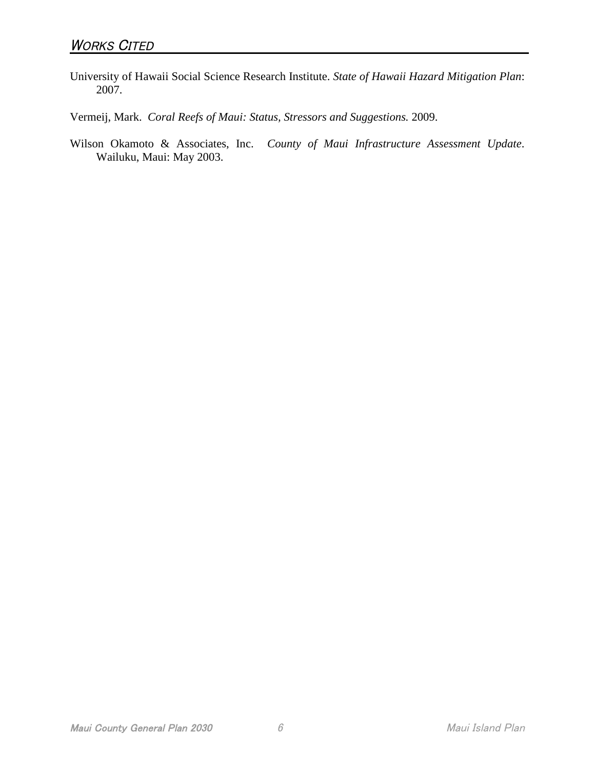## WORKS CITED

University of Hawaii Social Science Research Institute. *State of Hawaii Hazard Mitigation Plan*: 2007.

Vermeij, Mark. *Coral Reefs of Maui: Status, Stressors and Suggestions.* 2009.

Wilson Okamoto & Associates, Inc. *County of Maui Infrastructure Assessment Update*. Wailuku, Maui: May 2003.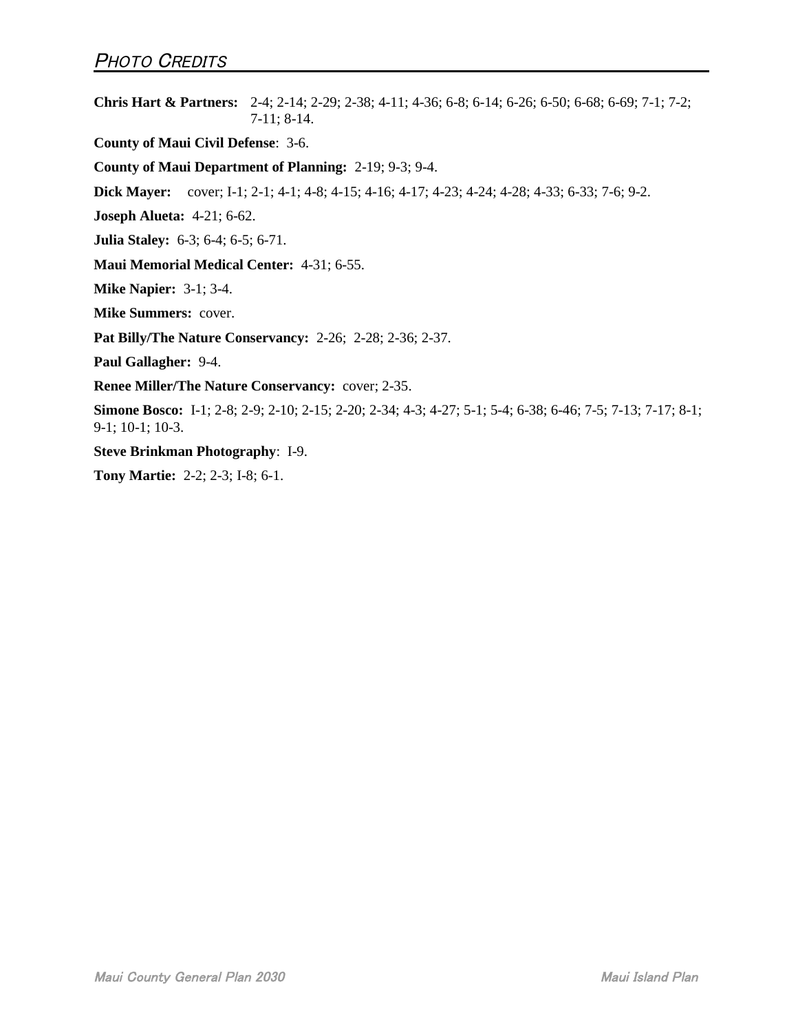# PHOTO CREDITS

**Chris Hart & Partners:** 2-4; 2-14; 2-29; 2-38; 4-11; 4-36; 6-8; 6-14; 6-26; 6-50; 6-68; 6-69; 7-1; 7-2; 7-11; 8-14.

**County of Maui Civil Defense**: 3-6.

**County of Maui Department of Planning:** 2-19; 9-3; 9-4.

**Dick Mayer:** cover; I-1; 2-1; 4-1; 4-8; 4-15; 4-16; 4-17; 4-23; 4-24; 4-28; 4-33; 6-33; 7-6; 9-2.

**Joseph Alueta:** 4-21; 6-62.

**Julia Staley:** 6-3; 6-4; 6-5; 6-71.

**Maui Memorial Medical Center:** 4-31; 6-55.

**Mike Napier:** 3-1; 3-4.

**Mike Summers:** cover.

**Pat Billy/The Nature Conservancy:** 2-26; 2-28; 2-36; 2-37.

**Paul Gallagher:** 9-4.

**Renee Miller/The Nature Conservancy:** cover; 2-35.

**Simone Bosco:** I-1; 2-8; 2-9; 2-10; 2-15; 2-20; 2-34; 4-3; 4-27; 5-1; 5-4; 6-38; 6-46; 7-5; 7-13; 7-17; 8-1; 9-1; 10-1; 10-3.

**Steve Brinkman Photography**: I-9.

**Tony Martie:** 2-2; 2-3; I-8; 6-1.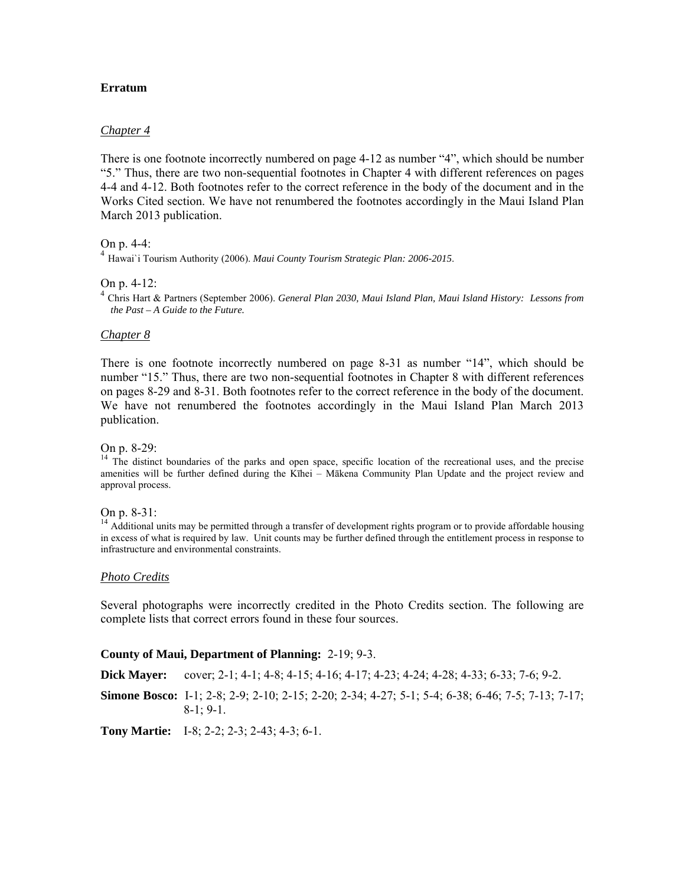**Erratum**

*Chapter 4*

There is one footnote incorrectly numbered on page 4-12 as number "4", which should be number "5." Thus, there are two non-sequential footnotes in Chapter 4 with different references on pages 4-4 and 4-12. Both footnotes refer to the correct reference in the body of the document and in the Works Cited section. We have not renumbered the footnotes accordingly in the Maui Island Plan March 2013 publication.

On p. 4-4:

[4] Hawai`i Tourism Authority (2006). *Maui County Tourism Strategic Plan: 2006-2015*.

On p. 4-12:

[4] Chris Hart & Partners (September 2006). *General Plan 2030, Maui Island Plan, Maui Island History: Lessons from the Past – A Guide to the Future.*

*Chapter 8*

There is one footnote incorrectly numbered on page 8-31 as number "14", which should be number "15." Thus, there are two non-sequential footnotes in Chapter 8 with different references on pages 8-29 and 8-31. Both footnotes refer to the correct reference in the body of the document. We have not renumbered the footnotes accordingly in the Maui Island Plan March 2013 publication.

On p. 8-29:

[14] The distinct boundaries of the parks and open space, specific location of the recreational uses, and the precise amenities will be further defined during the Kīhei – Mākena Community Plan Update and the project review and approval process.

On p. 8-31:

[14] Additional units may be permitted through a transfer of development rights program or to provide affordable housing in excess of what is required by law. Unit counts may be further defined through the entitlement process in response to infrastructure and environmental constraints.

*Photo Credits*

Several photographs were incorrectly credited in the Photo Credits section. The following are complete lists that correct errors found in these four sources.

**County of Maui, Department of Planning:** 2-19; 9-3.

**Dick Mayer:** cover; 2-1; 4-1; 4-8; 4-15; 4-16; 4-17; 4-23; 4-24; 4-28; 4-33; 6-33; 7-6; 9-2.

**Simone Bosco:** I-1; 2-8; 2-9; 2-10; 2-15; 2-20; 2-34; 4-27; 5-1; 5-4; 6-38; 6-46; 7-5; 7-13; 7-17; 8-1; 9-1.

**Tony Martie:** I-8; 2-2; 2-3; 2-43; 4-3; 6-1.